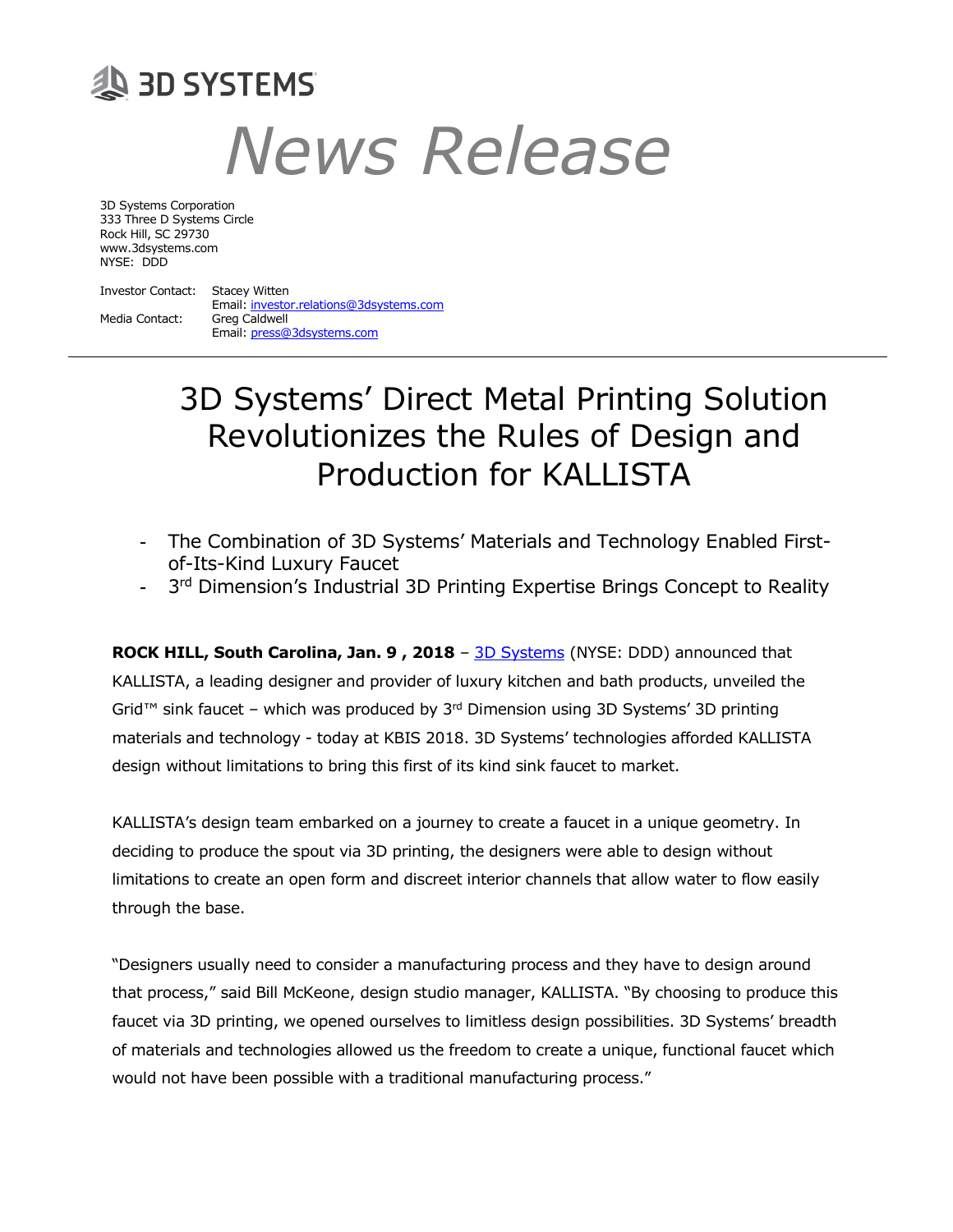3D SYSTEMS

# *News Release*

3D Systems Corporation
333 Three D Systems Circle
Rock Hill, SC 29730
www.3dsystems.com
NYSE: DDD

Investor Contact: Stacey Witten
Email: investor.relations@3dsystems.com
Media Contact: Greg Caldwell
Email: press@3dsystems.com

---

# 3D Systems' Direct Metal Printing Solution Revolutionizes the Rules of Design and Production for KALLISTA

- The Combination of 3D Systems' Materials and Technology Enabled First-of-Its-Kind Luxury Faucet
- 3rd Dimension's Industrial 3D Printing Expertise Brings Concept to Reality

**ROCK HILL, South Carolina, Jan. 9 , 2018** – 3D Systems (NYSE: DDD) announced that KALLISTA, a leading designer and provider of luxury kitchen and bath products, unveiled the Grid™ sink faucet – which was produced by 3rd Dimension using 3D Systems' 3D printing materials and technology - today at KBIS 2018. 3D Systems' technologies afforded KALLISTA design without limitations to bring this first of its kind sink faucet to market.

KALLISTA's design team embarked on a journey to create a faucet in a unique geometry. In deciding to produce the spout via 3D printing, the designers were able to design without limitations to create an open form and discreet interior channels that allow water to flow easily through the base.

"Designers usually need to consider a manufacturing process and they have to design around that process," said Bill McKeone, design studio manager, KALLISTA. "By choosing to produce this faucet via 3D printing, we opened ourselves to limitless design possibilities. 3D Systems' breadth of materials and technologies allowed us the freedom to create a unique, functional faucet which would not have been possible with a traditional manufacturing process."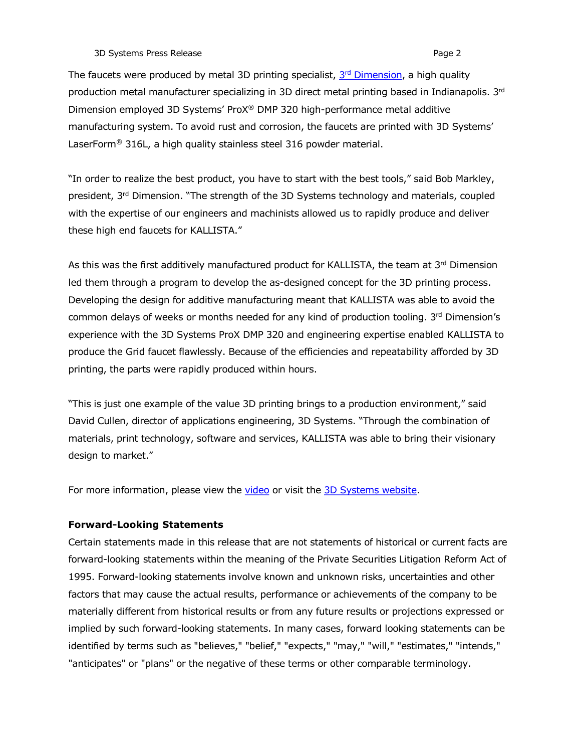The faucets were produced by metal 3D printing specialist, [3rd Dimension](), a high quality production metal manufacturer specializing in 3D direct metal printing based in Indianapolis. 3rd Dimension employed 3D Systems' ProX® DMP 320 high-performance metal additive manufacturing system. To avoid rust and corrosion, the faucets are printed with 3D Systems' LaserForm® 316L, a high quality stainless steel 316 powder material.

"In order to realize the best product, you have to start with the best tools," said Bob Markley, president, 3rd Dimension. "The strength of the 3D Systems technology and materials, coupled with the expertise of our engineers and machinists allowed us to rapidly produce and deliver these high end faucets for KALLISTA."

As this was the first additively manufactured product for KALLISTA, the team at 3rd Dimension led them through a program to develop the as-designed concept for the 3D printing process. Developing the design for additive manufacturing meant that KALLISTA was able to avoid the common delays of weeks or months needed for any kind of production tooling. 3rd Dimension's experience with the 3D Systems ProX DMP 320 and engineering expertise enabled KALLISTA to produce the Grid faucet flawlessly. Because of the efficiencies and repeatability afforded by 3D printing, the parts were rapidly produced within hours.

"This is just one example of the value 3D printing brings to a production environment," said David Cullen, director of applications engineering, 3D Systems. "Through the combination of materials, print technology, software and services, KALLISTA was able to bring their visionary design to market."

For more information, please view the video or visit the 3D Systems website.

**Forward-Looking Statements**

Certain statements made in this release that are not statements of historical or current facts are forward-looking statements within the meaning of the Private Securities Litigation Reform Act of 1995. Forward-looking statements involve known and unknown risks, uncertainties and other factors that may cause the actual results, performance or achievements of the company to be materially different from historical results or from any future results or projections expressed or implied by such forward-looking statements. In many cases, forward looking statements can be identified by terms such as "believes," "belief," "expects," "may," "will," "estimates," "intends," "anticipates" or "plans" or the negative of these terms or other comparable terminology.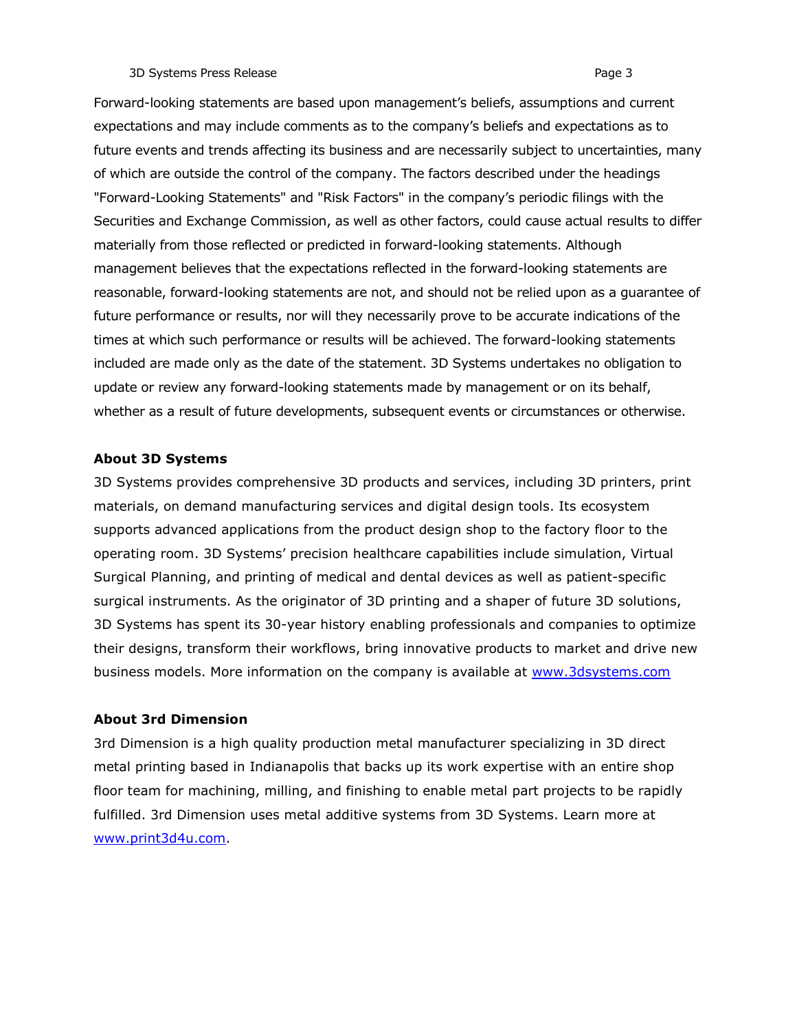Forward-looking statements are based upon management's beliefs, assumptions and current expectations and may include comments as to the company's beliefs and expectations as to future events and trends affecting its business and are necessarily subject to uncertainties, many of which are outside the control of the company. The factors described under the headings "Forward-Looking Statements" and "Risk Factors" in the company's periodic filings with the Securities and Exchange Commission, as well as other factors, could cause actual results to differ materially from those reflected or predicted in forward-looking statements. Although management believes that the expectations reflected in the forward-looking statements are reasonable, forward-looking statements are not, and should not be relied upon as a guarantee of future performance or results, nor will they necessarily prove to be accurate indications of the times at which such performance or results will be achieved. The forward-looking statements included are made only as the date of the statement. 3D Systems undertakes no obligation to update or review any forward-looking statements made by management or on its behalf, whether as a result of future developments, subsequent events or circumstances or otherwise.

**About 3D Systems**

3D Systems provides comprehensive 3D products and services, including 3D printers, print materials, on demand manufacturing services and digital design tools. Its ecosystem supports advanced applications from the product design shop to the factory floor to the operating room. 3D Systems' precision healthcare capabilities include simulation, Virtual Surgical Planning, and printing of medical and dental devices as well as patient-specific surgical instruments. As the originator of 3D printing and a shaper of future 3D solutions, 3D Systems has spent its 30-year history enabling professionals and companies to optimize their designs, transform their workflows, bring innovative products to market and drive new business models. More information on the company is available at [www.3dsystems.com](www.3dsystems.com)

**About 3rd Dimension**

3rd Dimension is a high quality production metal manufacturer specializing in 3D direct metal printing based in Indianapolis that backs up its work expertise with an entire shop floor team for machining, milling, and finishing to enable metal part projects to be rapidly fulfilled. 3rd Dimension uses metal additive systems from 3D Systems. Learn more at [www.print3d4u.com](www.print3d4u.com).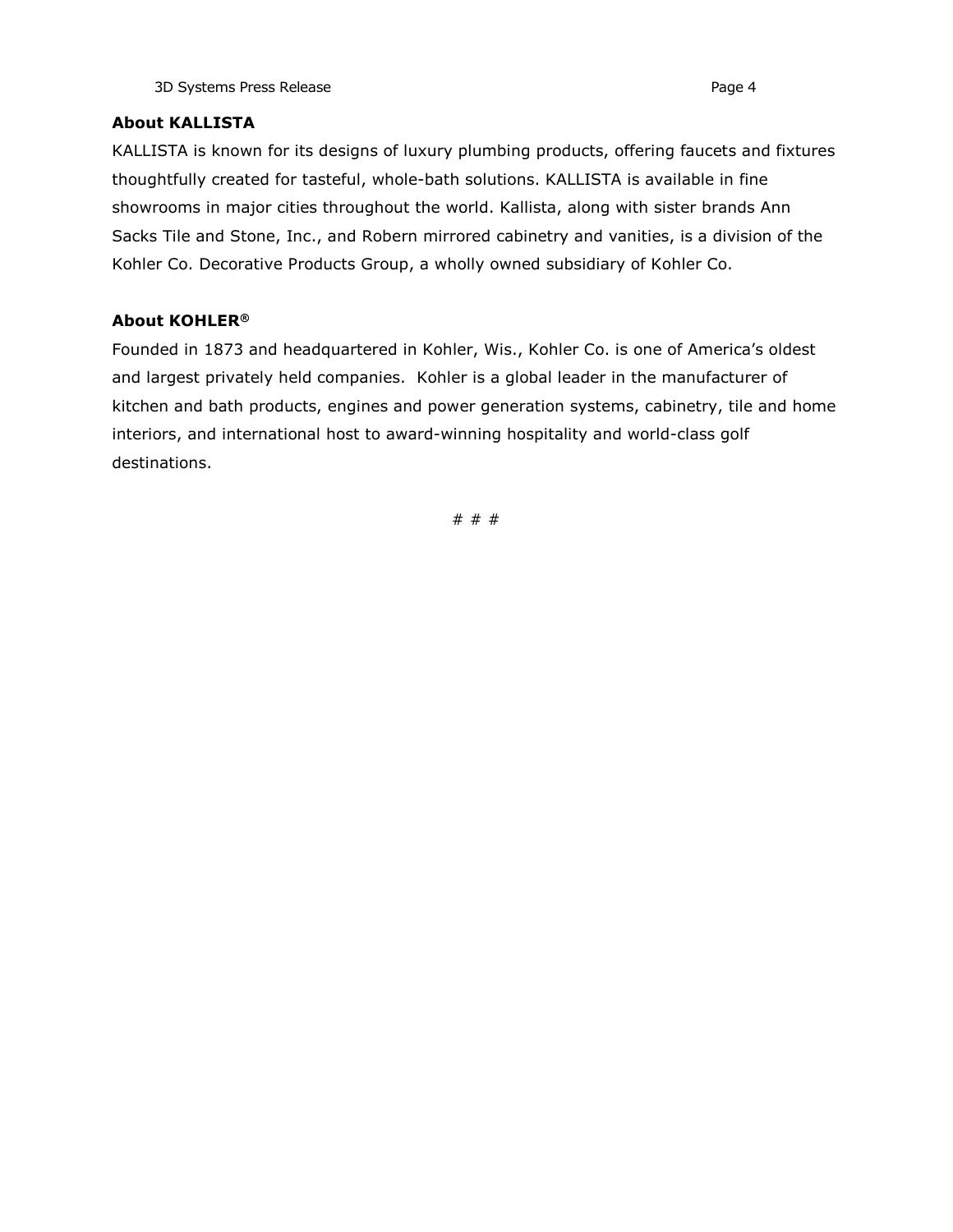**About KALLISTA**

KALLISTA is known for its designs of luxury plumbing products, offering faucets and fixtures thoughtfully created for tasteful, whole-bath solutions. KALLISTA is available in fine showrooms in major cities throughout the world. Kallista, along with sister brands Ann Sacks Tile and Stone, Inc., and Robern mirrored cabinetry and vanities, is a division of the Kohler Co. Decorative Products Group, a wholly owned subsidiary of Kohler Co.

**About KOHLER®**

Founded in 1873 and headquartered in Kohler, Wis., Kohler Co. is one of America's oldest and largest privately held companies. Kohler is a global leader in the manufacturer of kitchen and bath products, engines and power generation systems, cabinetry, tile and home interiors, and international host to award-winning hospitality and world-class golf destinations.

# # #